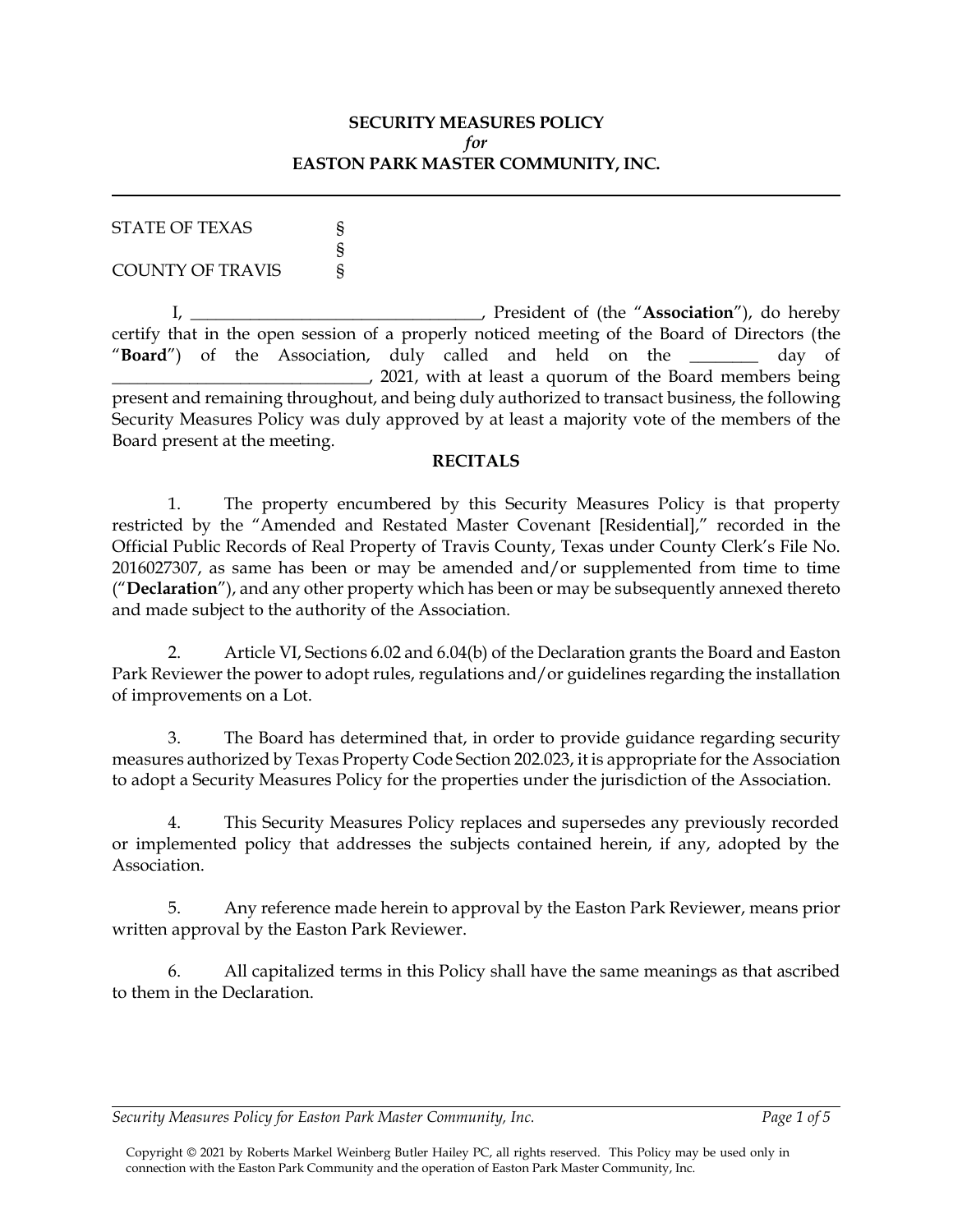**SECURITY MEASURES POLICY**
***for***
**EASTON PARK MASTER COMMUNITY, INC.**

---

STATE OF TEXAS §
§
COUNTY OF TRAVIS §

I, __________________________________, President of (the "**Association**"), do hereby certify that in the open session of a properly noticed meeting of the Board of Directors (the "**Board**") of the Association, duly called and held on the ________ day of ______________________________, 2021, with at least a quorum of the Board members being present and remaining throughout, and being duly authorized to transact business, the following Security Measures Policy was duly approved by at least a majority vote of the members of the Board present at the meeting.

**RECITALS**

1. The property encumbered by this Security Measures Policy is that property restricted by the "Amended and Restated Master Covenant [Residential]," recorded in the Official Public Records of Real Property of Travis County, Texas under County Clerk's File No. 2016027307, as same has been or may be amended and/or supplemented from time to time ("**Declaration**"), and any other property which has been or may be subsequently annexed thereto and made subject to the authority of the Association.

2. Article VI, Sections 6.02 and 6.04(b) of the Declaration grants the Board and Easton Park Reviewer the power to adopt rules, regulations and/or guidelines regarding the installation of improvements on a Lot.

3. The Board has determined that, in order to provide guidance regarding security measures authorized by Texas Property Code Section 202.023, it is appropriate for the Association to adopt a Security Measures Policy for the properties under the jurisdiction of the Association.

4. This Security Measures Policy replaces and supersedes any previously recorded or implemented policy that addresses the subjects contained herein, if any, adopted by the Association.

5. Any reference made herein to approval by the Easton Park Reviewer, means prior written approval by the Easton Park Reviewer.

6. All capitalized terms in this Policy shall have the same meanings as that ascribed to them in the Declaration.

Copyright © 2021 by Roberts Markel Weinberg Butler Hailey PC, all rights reserved. This Policy may be used only in connection with the Easton Park Community and the operation of Easton Park Master Community, Inc.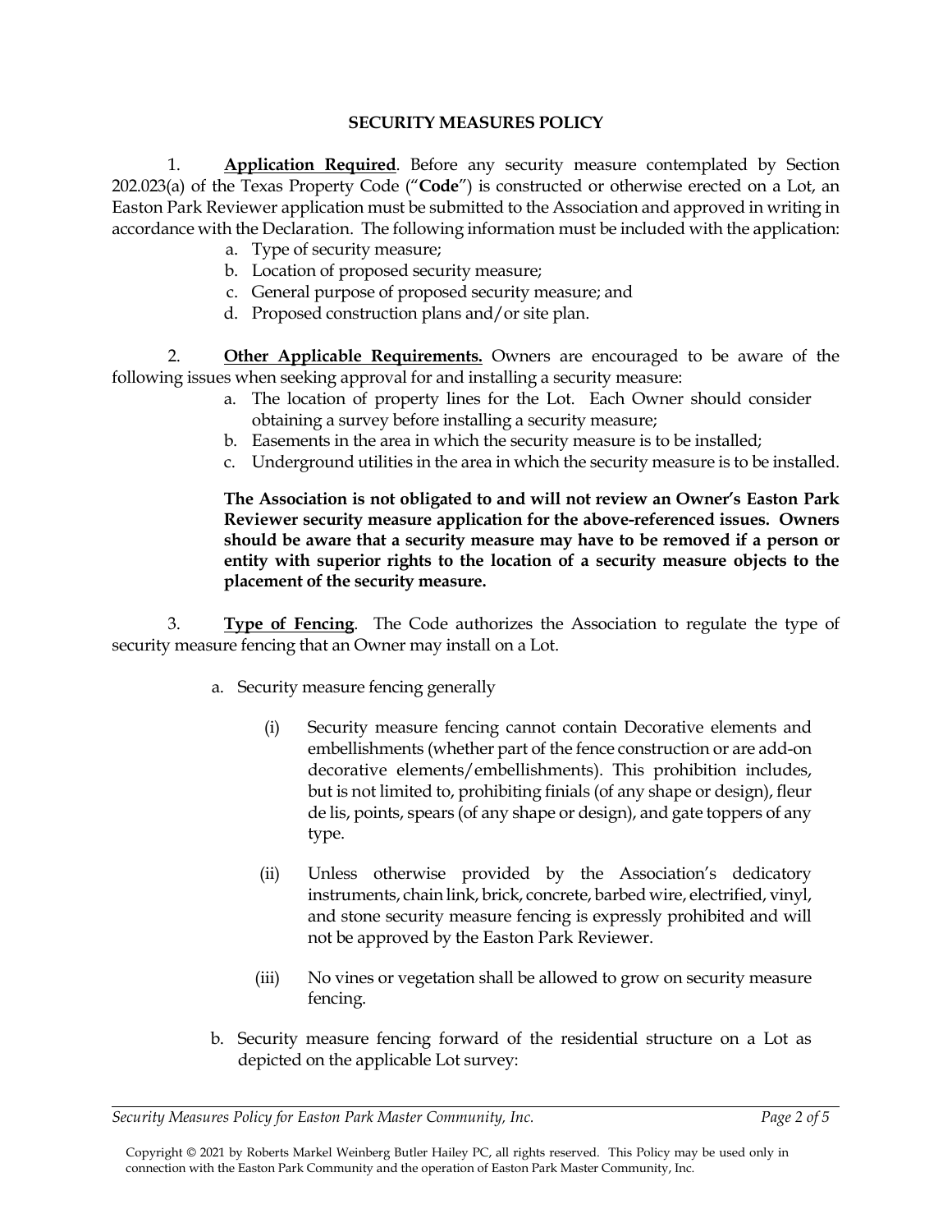## SECURITY MEASURES POLICY

1. **Application Required**. Before any security measure contemplated by Section 202.023(a) of the Texas Property Code ("**Code**") is constructed or otherwise erected on a Lot, an Easton Park Reviewer application must be submitted to the Association and approved in writing in accordance with the Declaration. The following information must be included with the application:

   a. Type of security measure;
   b. Location of proposed security measure;
   c. General purpose of proposed security measure; and
   d. Proposed construction plans and/or site plan.

2. **Other Applicable Requirements.** Owners are encouraged to be aware of the following issues when seeking approval for and installing a security measure:

   a. The location of property lines for the Lot. Each Owner should consider obtaining a survey before installing a security measure;
   b. Easements in the area in which the security measure is to be installed;
   c. Underground utilities in the area in which the security measure is to be installed.

   **The Association is not obligated to and will not review an Owner's Easton Park Reviewer security measure application for the above-referenced issues. Owners should be aware that a security measure may have to be removed if a person or entity with superior rights to the location of a security measure objects to the placement of the security measure.**

3. **Type of Fencing**. The Code authorizes the Association to regulate the type of security measure fencing that an Owner may install on a Lot.

   a. Security measure fencing generally

      (i) Security measure fencing cannot contain Decorative elements and embellishments (whether part of the fence construction or are add-on decorative elements/embellishments). This prohibition includes, but is not limited to, prohibiting finials (of any shape or design), fleur de lis, points, spears (of any shape or design), and gate toppers of any type.

      (ii) Unless otherwise provided by the Association's dedicatory instruments, chain link, brick, concrete, barbed wire, electrified, vinyl, and stone security measure fencing is expressly prohibited and will not be approved by the Easton Park Reviewer.

      (iii) No vines or vegetation shall be allowed to grow on security measure fencing.

   b. Security measure fencing forward of the residential structure on a Lot as depicted on the applicable Lot survey:

Copyright © 2021 by Roberts Markel Weinberg Butler Hailey PC, all rights reserved. This Policy may be used only in connection with the Easton Park Community and the operation of Easton Park Master Community, Inc.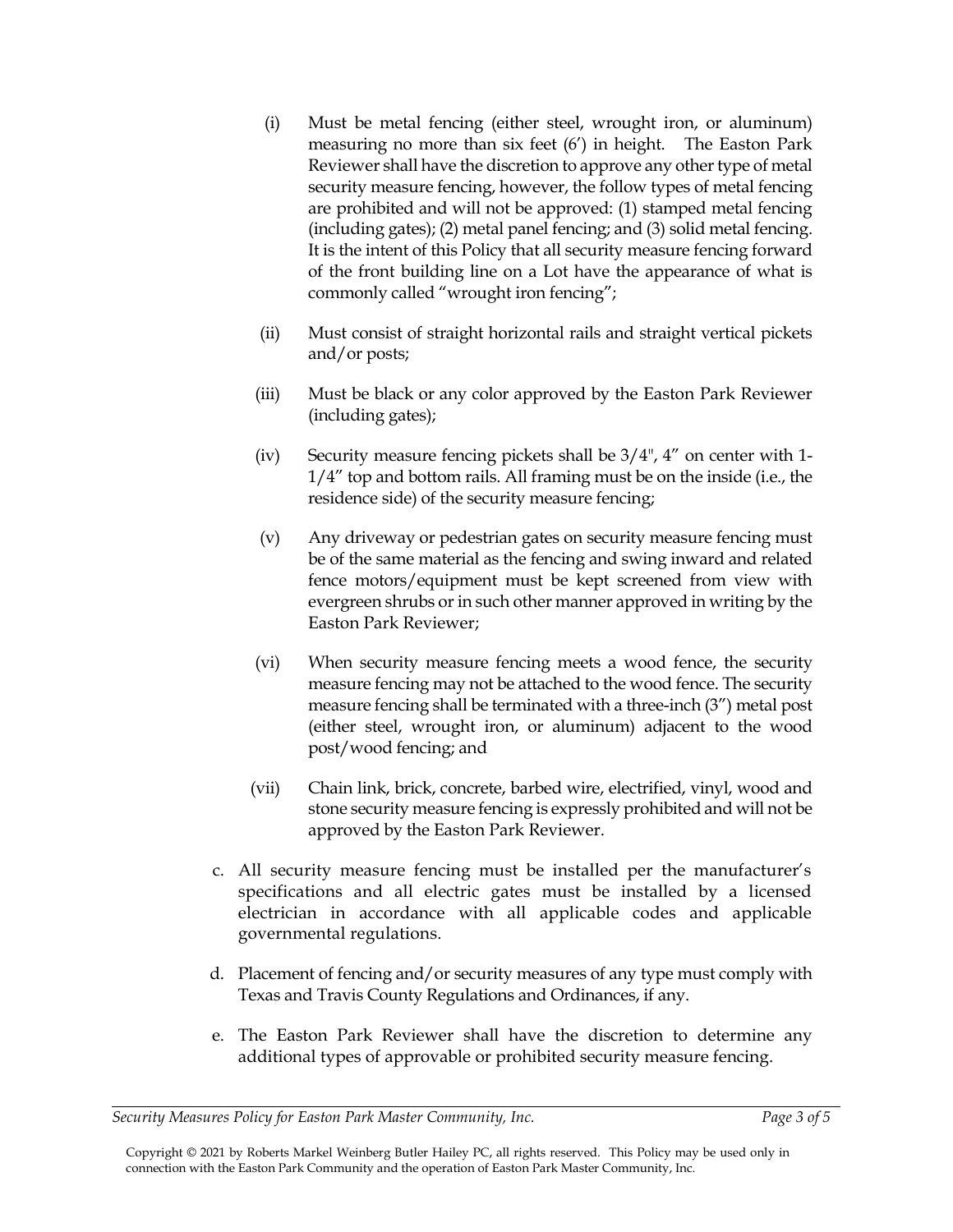(i) Must be metal fencing (either steel, wrought iron, or aluminum) measuring no more than six feet (6') in height. The Easton Park Reviewer shall have the discretion to approve any other type of metal security measure fencing, however, the follow types of metal fencing are prohibited and will not be approved: (1) stamped metal fencing (including gates); (2) metal panel fencing; and (3) solid metal fencing. It is the intent of this Policy that all security measure fencing forward of the front building line on a Lot have the appearance of what is commonly called "wrought iron fencing";

(ii) Must consist of straight horizontal rails and straight vertical pickets and/or posts;

(iii) Must be black or any color approved by the Easton Park Reviewer (including gates);

(iv) Security measure fencing pickets shall be 3/4", 4" on center with 1-1/4" top and bottom rails. All framing must be on the inside (i.e., the residence side) of the security measure fencing;

(v) Any driveway or pedestrian gates on security measure fencing must be of the same material as the fencing and swing inward and related fence motors/equipment must be kept screened from view with evergreen shrubs or in such other manner approved in writing by the Easton Park Reviewer;

(vi) When security measure fencing meets a wood fence, the security measure fencing may not be attached to the wood fence. The security measure fencing shall be terminated with a three-inch (3") metal post (either steel, wrought iron, or aluminum) adjacent to the wood post/wood fencing; and

(vii) Chain link, brick, concrete, barbed wire, electrified, vinyl, wood and stone security measure fencing is expressly prohibited and will not be approved by the Easton Park Reviewer.

c. All security measure fencing must be installed per the manufacturer's specifications and all electric gates must be installed by a licensed electrician in accordance with all applicable codes and applicable governmental regulations.

d. Placement of fencing and/or security measures of any type must comply with Texas and Travis County Regulations and Ordinances, if any.

e. The Easton Park Reviewer shall have the discretion to determine any additional types of approvable or prohibited security measure fencing.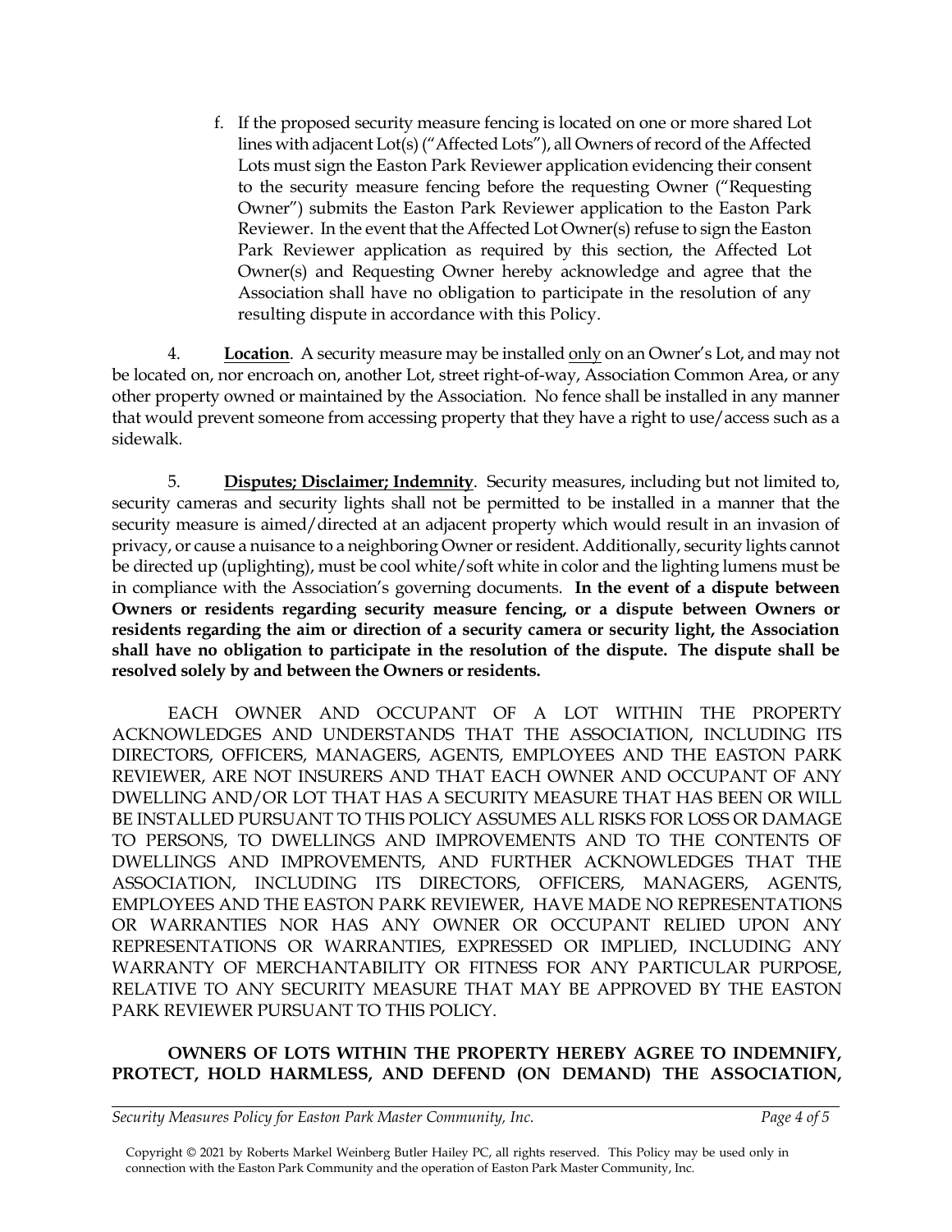f. If the proposed security measure fencing is located on one or more shared Lot lines with adjacent Lot(s) ("Affected Lots"), all Owners of record of the Affected Lots must sign the Easton Park Reviewer application evidencing their consent to the security measure fencing before the requesting Owner ("Requesting Owner") submits the Easton Park Reviewer application to the Easton Park Reviewer. In the event that the Affected Lot Owner(s) refuse to sign the Easton Park Reviewer application as required by this section, the Affected Lot Owner(s) and Requesting Owner hereby acknowledge and agree that the Association shall have no obligation to participate in the resolution of any resulting dispute in accordance with this Policy.

4. **Location**. A security measure may be installed only on an Owner's Lot, and may not be located on, nor encroach on, another Lot, street right-of-way, Association Common Area, or any other property owned or maintained by the Association. No fence shall be installed in any manner that would prevent someone from accessing property that they have a right to use/access such as a sidewalk.

5. **Disputes; Disclaimer; Indemnity**. Security measures, including but not limited to, security cameras and security lights shall not be permitted to be installed in a manner that the security measure is aimed/directed at an adjacent property which would result in an invasion of privacy, or cause a nuisance to a neighboring Owner or resident. Additionally, security lights cannot be directed up (uplighting), must be cool white/soft white in color and the lighting lumens must be in compliance with the Association's governing documents. **In the event of a dispute between Owners or residents regarding security measure fencing, or a dispute between Owners or residents regarding the aim or direction of a security camera or security light, the Association shall have no obligation to participate in the resolution of the dispute. The dispute shall be resolved solely by and between the Owners or residents.**

EACH OWNER AND OCCUPANT OF A LOT WITHIN THE PROPERTY ACKNOWLEDGES AND UNDERSTANDS THAT THE ASSOCIATION, INCLUDING ITS DIRECTORS, OFFICERS, MANAGERS, AGENTS, EMPLOYEES AND THE EASTON PARK REVIEWER, ARE NOT INSURERS AND THAT EACH OWNER AND OCCUPANT OF ANY DWELLING AND/OR LOT THAT HAS A SECURITY MEASURE THAT HAS BEEN OR WILL BE INSTALLED PURSUANT TO THIS POLICY ASSUMES ALL RISKS FOR LOSS OR DAMAGE TO PERSONS, TO DWELLINGS AND IMPROVEMENTS AND TO THE CONTENTS OF DWELLINGS AND IMPROVEMENTS, AND FURTHER ACKNOWLEDGES THAT THE ASSOCIATION, INCLUDING ITS DIRECTORS, OFFICERS, MANAGERS, AGENTS, EMPLOYEES AND THE EASTON PARK REVIEWER, HAVE MADE NO REPRESENTATIONS OR WARRANTIES NOR HAS ANY OWNER OR OCCUPANT RELIED UPON ANY REPRESENTATIONS OR WARRANTIES, EXPRESSED OR IMPLIED, INCLUDING ANY WARRANTY OF MERCHANTABILITY OR FITNESS FOR ANY PARTICULAR PURPOSE, RELATIVE TO ANY SECURITY MEASURE THAT MAY BE APPROVED BY THE EASTON PARK REVIEWER PURSUANT TO THIS POLICY.

**OWNERS OF LOTS WITHIN THE PROPERTY HEREBY AGREE TO INDEMNIFY, PROTECT, HOLD HARMLESS, AND DEFEND (ON DEMAND) THE ASSOCIATION,**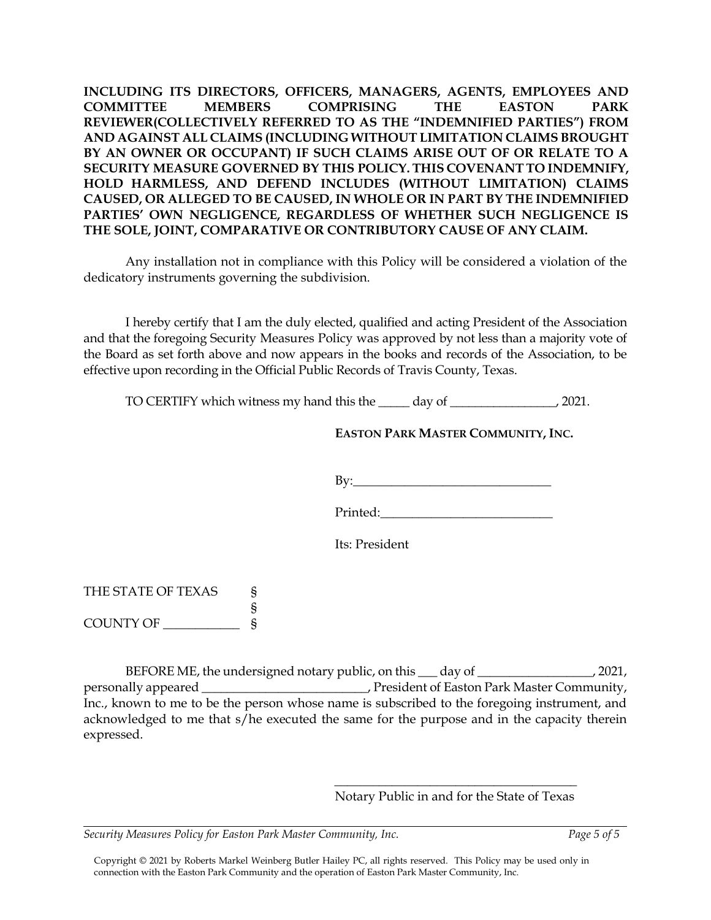**INCLUDING ITS DIRECTORS, OFFICERS, MANAGERS, AGENTS, EMPLOYEES AND COMMITTEE MEMBERS COMPRISING THE EASTON PARK REVIEWER(COLLECTIVELY REFERRED TO AS THE "INDEMNIFIED PARTIES") FROM AND AGAINST ALL CLAIMS (INCLUDING WITHOUT LIMITATION CLAIMS BROUGHT BY AN OWNER OR OCCUPANT) IF SUCH CLAIMS ARISE OUT OF OR RELATE TO A SECURITY MEASURE GOVERNED BY THIS POLICY. THIS COVENANT TO INDEMNIFY, HOLD HARMLESS, AND DEFEND INCLUDES (WITHOUT LIMITATION) CLAIMS CAUSED, OR ALLEGED TO BE CAUSED, IN WHOLE OR IN PART BY THE INDEMNIFIED PARTIES' OWN NEGLIGENCE, REGARDLESS OF WHETHER SUCH NEGLIGENCE IS THE SOLE, JOINT, COMPARATIVE OR CONTRIBUTORY CAUSE OF ANY CLAIM.**

Any installation not in compliance with this Policy will be considered a violation of the dedicatory instruments governing the subdivision.

I hereby certify that I am the duly elected, qualified and acting President of the Association and that the foregoing Security Measures Policy was approved by not less than a majority vote of the Board as set forth above and now appears in the books and records of the Association, to be effective upon recording in the Official Public Records of Travis County, Texas.

TO CERTIFY which witness my hand this the _____ day of _________________, 2021.

**EASTON PARK MASTER COMMUNITY, INC.**

By:_______________________________

Printed:___________________________

Its: President

THE STATE OF TEXAS §
§
COUNTY OF ____________ §

BEFORE ME, the undersigned notary public, on this ___ day of __________________, 2021, personally appeared __________________________, President of Easton Park Master Community, Inc., known to me to be the person whose name is subscribed to the foregoing instrument, and acknowledged to me that s/he executed the same for the purpose and in the capacity therein expressed.

_______________________________________
Notary Public in and for the State of Texas

Copyright © 2021 by Roberts Markel Weinberg Butler Hailey PC, all rights reserved. This Policy may be used only in connection with the Easton Park Community and the operation of Easton Park Master Community, Inc.